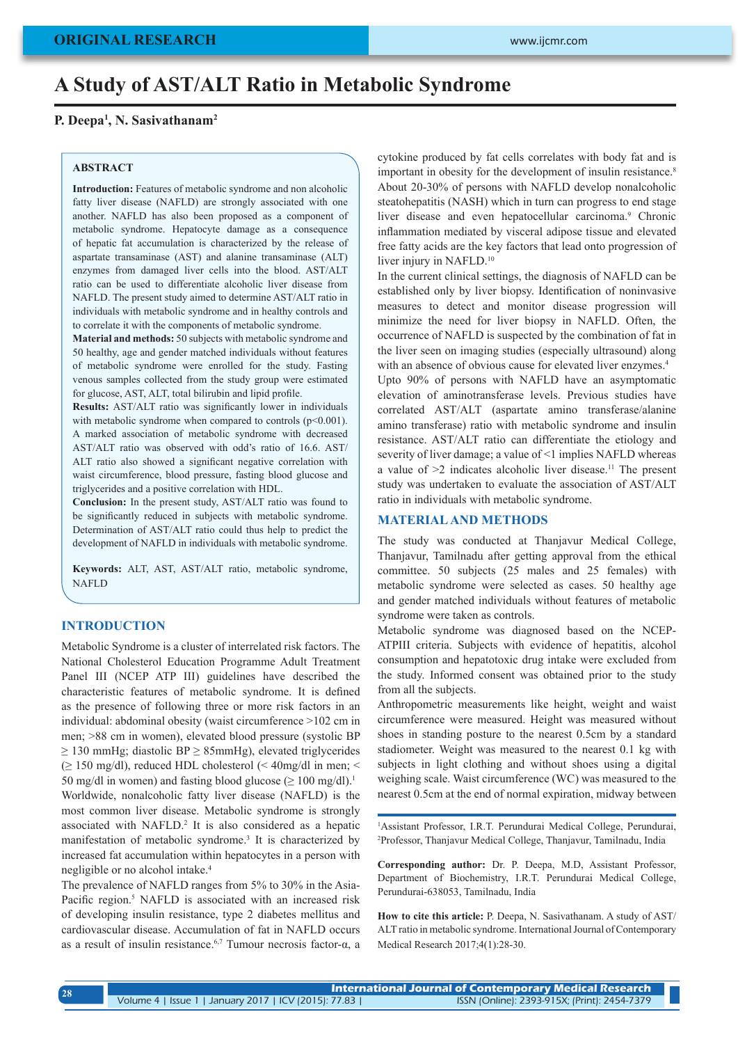ORIGINAL RESEARCH

# A Study of AST/ALT Ratio in Metabolic Syndrome

**P. Deepa[1], N. Sasivathanam[2]**

## ABSTRACT

**Introduction:** Features of metabolic syndrome and non alcoholic fatty liver disease (NAFLD) are strongly associated with one another. NAFLD has also been proposed as a component of metabolic syndrome. Hepatocyte damage as a consequence of hepatic fat accumulation is characterized by the release of aspartate transaminase (AST) and alanine transaminase (ALT) enzymes from damaged liver cells into the blood. AST/ALT ratio can be used to differentiate alcoholic liver disease from NAFLD. The present study aimed to determine AST/ALT ratio in individuals with metabolic syndrome and in healthy controls and to correlate it with the components of metabolic syndrome.

**Material and methods:** 50 subjects with metabolic syndrome and 50 healthy, age and gender matched individuals without features of metabolic syndrome were enrolled for the study. Fasting venous samples collected from the study group were estimated for glucose, AST, ALT, total bilirubin and lipid profile.

**Results:** AST/ALT ratio was significantly lower in individuals with metabolic syndrome when compared to controls ($p<0.001$). A marked association of metabolic syndrome with decreased AST/ALT ratio was observed with odd's ratio of 16.6. AST/ALT ratio also showed a significant negative correlation with waist circumference, blood pressure, fasting blood glucose and triglycerides and a positive correlation with HDL.

**Conclusion:** In the present study, AST/ALT ratio was found to be significantly reduced in subjects with metabolic syndrome. Determination of AST/ALT ratio could thus help to predict the development of NAFLD in individuals with metabolic syndrome.

**Keywords:** ALT, AST, AST/ALT ratio, metabolic syndrome, NAFLD

## INTRODUCTION

Metabolic Syndrome is a cluster of interrelated risk factors. The National Cholesterol Education Programme Adult Treatment Panel III (NCEP ATP III) guidelines have described the characteristic features of metabolic syndrome. It is defined as the presence of following three or more risk factors in an individual: abdominal obesity (waist circumference >102 cm in men; >88 cm in women), elevated blood pressure (systolic BP ≥ 130 mmHg; diastolic BP ≥ 85mmHg), elevated triglycerides (≥ 150 mg/dl), reduced HDL cholesterol (< 40mg/dl in men; < 50 mg/dl in women) and fasting blood glucose (≥ 100 mg/dl).[1]
Worldwide, nonalcoholic fatty liver disease (NAFLD) is the most common liver disease. Metabolic syndrome is strongly associated with NAFLD.[2] It is also considered as a hepatic manifestation of metabolic syndrome.[3] It is characterized by increased fat accumulation within hepatocytes in a person with negligible or no alcohol intake.[4]

The prevalence of NAFLD ranges from 5% to 30% in the Asia-Pacific region.[5] NAFLD is associated with an increased risk of developing insulin resistance, type 2 diabetes mellitus and cardiovascular disease. Accumulation of fat in NAFLD occurs as a result of insulin resistance.[6,7] Tumour necrosis factor-α, a cytokine produced by fat cells correlates with body fat and is important in obesity for the development of insulin resistance.[8] About 20-30% of persons with NAFLD develop nonalcoholic steatohepatitis (NASH) which in turn can progress to end stage liver disease and even hepatocellular carcinoma.[9] Chronic inflammation mediated by visceral adipose tissue and elevated free fatty acids are the key factors that lead onto progression of liver injury in NAFLD.[10]

In the current clinical settings, the diagnosis of NAFLD can be established only by liver biopsy. Identification of noninvasive measures to detect and monitor disease progression will minimize the need for liver biopsy in NAFLD. Often, the occurrence of NAFLD is suspected by the combination of fat in the liver seen on imaging studies (especially ultrasound) along with an absence of obvious cause for elevated liver enzymes.[4]

Upto 90% of persons with NAFLD have an asymptomatic elevation of aminotransferase levels. Previous studies have correlated AST/ALT (aspartate amino transferase/alanine amino transferase) ratio with metabolic syndrome and insulin resistance. AST/ALT ratio can differentiate the etiology and severity of liver damage; a value of <1 implies NAFLD whereas a value of >2 indicates alcoholic liver disease.[11] The present study was undertaken to evaluate the association of AST/ALT ratio in individuals with metabolic syndrome.

## MATERIAL AND METHODS

The study was conducted at Thanjavur Medical College, Thanjavur, Tamilnadu after getting approval from the ethical committee. 50 subjects (25 males and 25 females) with metabolic syndrome were selected as cases. 50 healthy age and gender matched individuals without features of metabolic syndrome were taken as controls.

Metabolic syndrome was diagnosed based on the NCEP-ATPIII criteria. Subjects with evidence of hepatitis, alcohol consumption and hepatotoxic drug intake were excluded from the study. Informed consent was obtained prior to the study from all the subjects.

Anthropometric measurements like height, weight and waist circumference were measured. Height was measured without shoes in standing posture to the nearest 0.5cm by a standard stadiometer. Weight was measured to the nearest 0.1 kg with subjects in light clothing and without shoes using a digital weighing scale. Waist circumference (WC) was measured to the nearest 0.5cm at the end of normal expiration, midway between

---

[1]Assistant Professor, I.R.T. Perundurai Medical College, Perundurai, [2]Professor, Thanjavur Medical College, Thanjavur, Tamilnadu, India

**Corresponding author:** Dr. P. Deepa, M.D, Assistant Professor, Department of Biochemistry, I.R.T. Perundurai Medical College, Perundurai-638053, Tamilnadu, India

**How to cite this article:** P. Deepa, N. Sasivathanam. A study of AST/ALT ratio in metabolic syndrome. International Journal of Contemporary Medical Research 2017;4(1):28-30.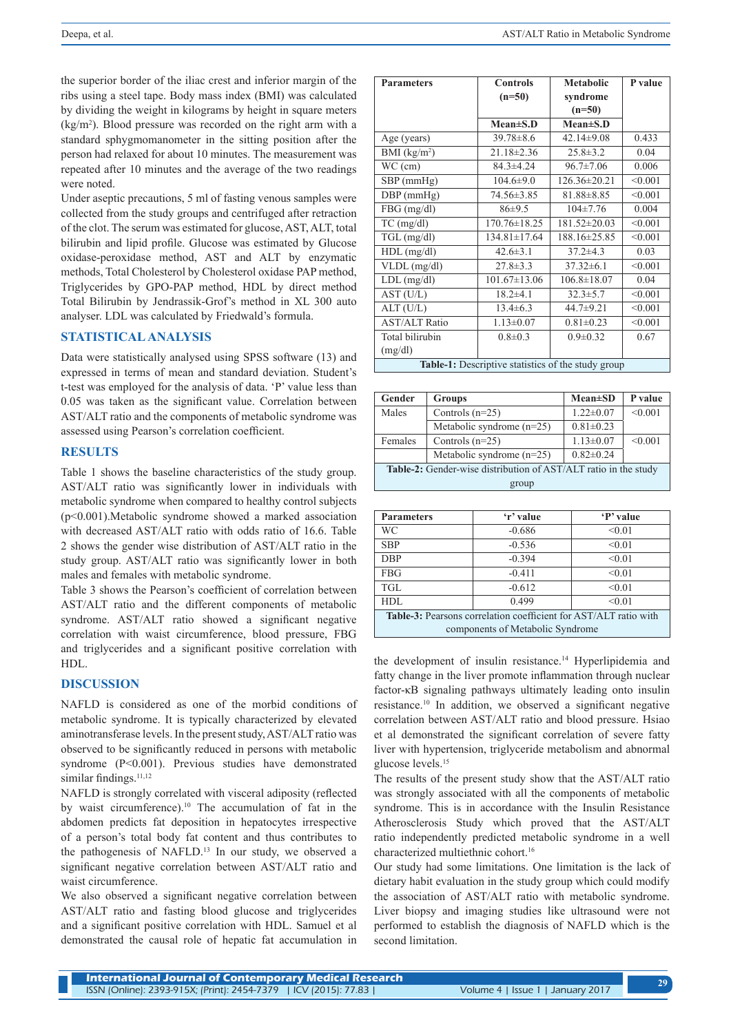the superior border of the iliac crest and inferior margin of the ribs using a steel tape. Body mass index (BMI) was calculated by dividing the weight in kilograms by height in square meters ($kg/m^2$). Blood pressure was recorded on the right arm with a standard sphygmomanometer in the sitting position after the person had relaxed for about 10 minutes. The measurement was repeated after 10 minutes and the average of the two readings were noted.

Under aseptic precautions, 5 ml of fasting venous samples were collected from the study groups and centrifuged after retraction of the clot. The serum was estimated for glucose, AST, ALT, total bilirubin and lipid profile. Glucose was estimated by Glucose oxidase-peroxidase method, AST and ALT by enzymatic methods, Total Cholesterol by Cholesterol oxidase PAP method, Triglycerides by GPO-PAP method, HDL by direct method Total Bilirubin by Jendrassik-Grof's method in XL 300 auto analyser. LDL was calculated by Friedwald's formula.

## STATISTICAL ANALYSIS

Data were statistically analysed using SPSS software (13) and expressed in terms of mean and standard deviation. Student's t-test was employed for the analysis of data. 'P' value less than 0.05 was taken as the significant value. Correlation between AST/ALT ratio and the components of metabolic syndrome was assessed using Pearson's correlation coefficient.

## RESULTS

Table 1 shows the baseline characteristics of the study group. AST/ALT ratio was significantly lower in individuals with metabolic syndrome when compared to healthy control subjects (p<0.001).Metabolic syndrome showed a marked association with decreased AST/ALT ratio with odds ratio of 16.6. Table 2 shows the gender wise distribution of AST/ALT ratio in the study group. AST/ALT ratio was significantly lower in both males and females with metabolic syndrome.

Table 3 shows the Pearson's coefficient of correlation between AST/ALT ratio and the different components of metabolic syndrome. AST/ALT ratio showed a significant negative correlation with waist circumference, blood pressure, FBG and triglycerides and a significant positive correlation with HDL.

| Parameters | Controls (n=50) | Metabolic syndrome (n=50) | P value |
|---|---|---|---|
| | Mean±S.D | Mean±S.D | |
| Age (years) | 39.78±8.6 | 42.14±9.08 | 0.433 |
| BMI ($kg/m^2$) | 21.18±2.36 | 25.8±3.2 | 0.04 |
| WC (cm) | 84.3±4.24 | 96.7±7.06 | 0.006 |
| SBP (mmHg) | 104.6±9.0 | 126.36±20.21 | <0.001 |
| DBP (mmHg) | 74.56±3.85 | 81.88±8.85 | <0.001 |
| FBG (mg/dl) | 86±9.5 | 104±7.76 | 0.004 |
| TC (mg/dl) | 170.76±18.25 | 181.52±20.03 | <0.001 |
| TGL (mg/dl) | 134.81±17.64 | 188.16±25.85 | <0.001 |
| HDL (mg/dl) | 42.6±3.1 | 37.2±4.3 | 0.03 |
| VLDL (mg/dl) | 27.8±3.3 | 37.32±6.1 | <0.001 |
| LDL (mg/dl) | 101.67±13.06 | 106.8±18.07 | 0.04 |
| AST (U/L) | 18.2±4.1 | 32.3±5.7 | <0.001 |
| ALT (U/L) | 13.4±6.3 | 44.7±9.21 | <0.001 |
| AST/ALT Ratio | 1.13±0.07 | 0.81±0.23 | <0.001 |
| Total bilirubin (mg/dl) | 0.8±0.3 | 0.9±0.32 | 0.67 |

**Table-1:** Descriptive statistics of the study group

| Gender | Groups | Mean±SD | P value |
|---|---|---|---|
| Males | Controls (n=25) | 1.22±0.07 | <0.001 |
| | Metabolic syndrome (n=25) | 0.81±0.23 | |
| Females | Controls (n=25) | 1.13±0.07 | <0.001 |
| | Metabolic syndrome (n=25) | 0.82±0.24 | |

**Table-2:** Gender-wise distribution of AST/ALT ratio in the study group

| Parameters | 'r' value | 'P' value |
|---|---|---|
| WC | -0.686 | <0.01 |
| SBP | -0.536 | <0.01 |
| DBP | -0.394 | <0.01 |
| FBG | -0.411 | <0.01 |
| TGL | -0.612 | <0.01 |
| HDL | 0.499 | <0.01 |

**Table-3:** Pearsons correlation coefficient for AST/ALT ratio with components of Metabolic Syndrome

## DISCUSSION

NAFLD is considered as one of the morbid conditions of metabolic syndrome. It is typically characterized by elevated aminotransferase levels. In the present study, AST/ALT ratio was observed to be significantly reduced in persons with metabolic syndrome (P<0.001). Previous studies have demonstrated similar findings.[11,12]

NAFLD is strongly correlated with visceral adiposity (reflected by waist circumference).[10] The accumulation of fat in the abdomen predicts fat deposition in hepatocytes irrespective of a person's total body fat content and thus contributes to the pathogenesis of NAFLD.[13] In our study, we observed a significant negative correlation between AST/ALT ratio and waist circumference.

We also observed a significant negative correlation between AST/ALT ratio and fasting blood glucose and triglycerides and a significant positive correlation with HDL. Samuel et al demonstrated the causal role of hepatic fat accumulation in the development of insulin resistance.[14] Hyperlipidemia and fatty change in the liver promote inflammation through nuclear factor-κB signaling pathways ultimately leading onto insulin resistance.[10] In addition, we observed a significant negative correlation between AST/ALT ratio and blood pressure. Hsiao et al demonstrated the significant correlation of severe fatty liver with hypertension, triglyceride metabolism and abnormal glucose levels.[15]

The results of the present study show that the AST/ALT ratio was strongly associated with all the components of metabolic syndrome. This is in accordance with the Insulin Resistance Atherosclerosis Study which proved that the AST/ALT ratio independently predicted metabolic syndrome in a well characterized multiethnic cohort.[16]

Our study had some limitations. One limitation is the lack of dietary habit evaluation in the study group which could modify the association of AST/ALT ratio with metabolic syndrome. Liver biopsy and imaging studies like ultrasound were not performed to establish the diagnosis of NAFLD which is the second limitation.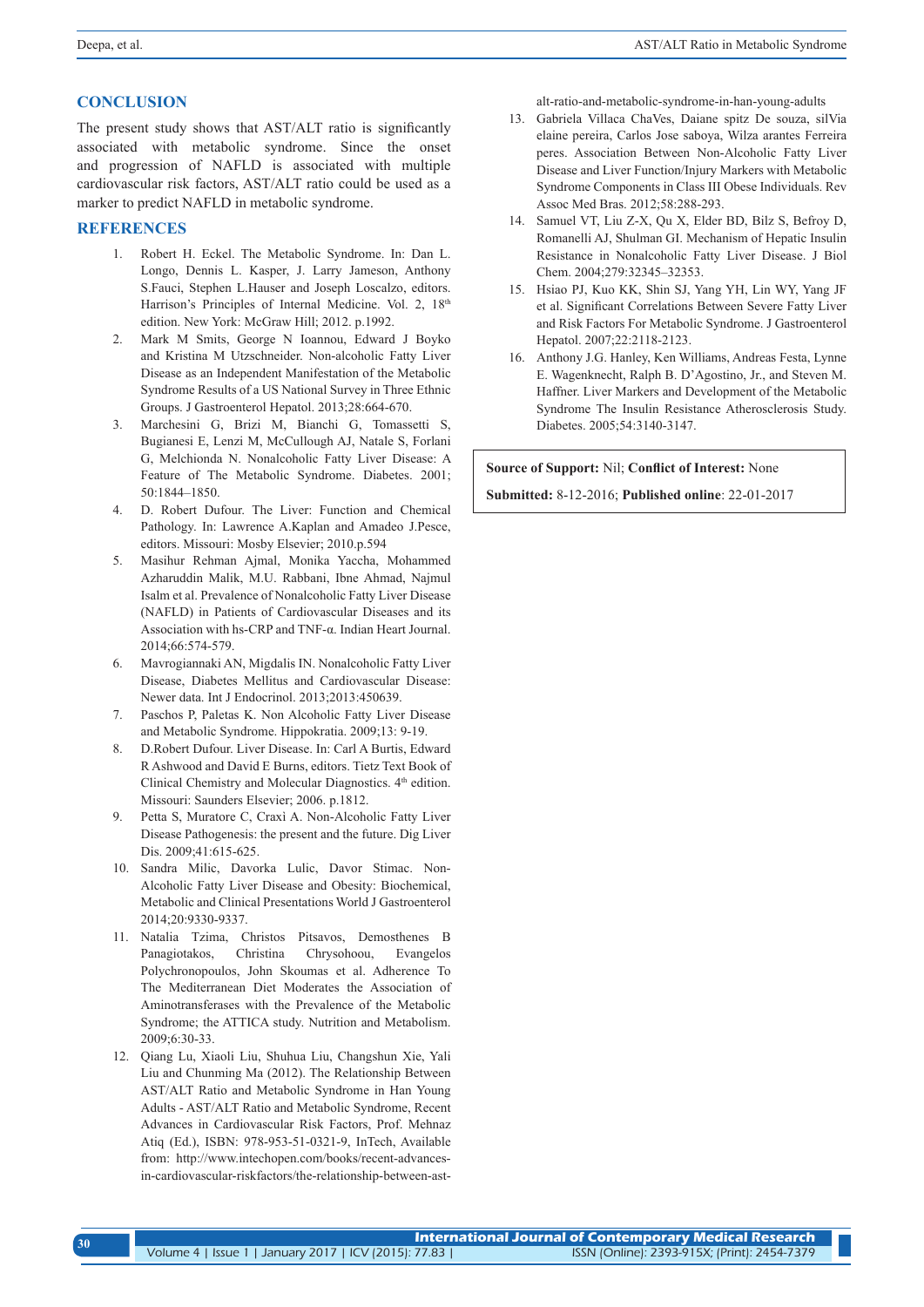## CONCLUSION

The present study shows that AST/ALT ratio is significantly associated with metabolic syndrome. Since the onset and progression of NAFLD is associated with multiple cardiovascular risk factors, AST/ALT ratio could be used as a marker to predict NAFLD in metabolic syndrome.

## REFERENCES

1. Robert H. Eckel. The Metabolic Syndrome. In: Dan L. Longo, Dennis L. Kasper, J. Larry Jameson, Anthony S.Fauci, Stephen L.Hauser and Joseph Loscalzo, editors. Harrison's Principles of Internal Medicine. Vol. 2, 18th edition. New York: McGraw Hill; 2012. p.1992.
2. Mark M Smits, George N Ioannou, Edward J Boyko and Kristina M Utzschneider. Non-alcoholic Fatty Liver Disease as an Independent Manifestation of the Metabolic Syndrome Results of a US National Survey in Three Ethnic Groups. J Gastroenterol Hepatol. 2013;28:664-670.
3. Marchesini G, Brizi M, Bianchi G, Tomassetti S, Bugianesi E, Lenzi M, McCullough AJ, Natale S, Forlani G, Melchionda N. Nonalcoholic Fatty Liver Disease: A Feature of The Metabolic Syndrome. Diabetes. 2001; 50:1844–1850.
4. D. Robert Dufour. The Liver: Function and Chemical Pathology. In: Lawrence A.Kaplan and Amadeo J.Pesce, editors. Missouri: Mosby Elsevier; 2010.p.594
5. Masihur Rehman Ajmal, Monika Yaccha, Mohammed Azharuddin Malik, M.U. Rabbani, Ibne Ahmad, Najmul Isalm et al. Prevalence of Nonalcoholic Fatty Liver Disease (NAFLD) in Patients of Cardiovascular Diseases and its Association with hs-CRP and TNF-α. Indian Heart Journal. 2014;66:574-579.
6. Mavrogiannaki AN, Migdalis IN. Nonalcoholic Fatty Liver Disease, Diabetes Mellitus and Cardiovascular Disease: Newer data. Int J Endocrinol. 2013;2013:450639.
7. Paschos P, Paletas K. Non Alcoholic Fatty Liver Disease and Metabolic Syndrome. Hippokratia. 2009;13: 9-19.
8. D.Robert Dufour. Liver Disease. In: Carl A Burtis, Edward R Ashwood and David E Burns, editors. Tietz Text Book of Clinical Chemistry and Molecular Diagnostics. 4th edition. Missouri: Saunders Elsevier; 2006. p.1812.
9. Petta S, Muratore C, Craxì A. Non-Alcoholic Fatty Liver Disease Pathogenesis: the present and the future. Dig Liver Dis. 2009;41:615-625.
10. Sandra Milic, Davorka Lulic, Davor Stimac. Non-Alcoholic Fatty Liver Disease and Obesity: Biochemical, Metabolic and Clinical Presentations World J Gastroenterol 2014;20:9330-9337.
11. Natalia Tzima, Christos Pitsavos, Demosthenes B Panagiotakos, Christina Chrysohoou, Evangelos Polychronopoulos, John Skoumas et al. Adherence To The Mediterranean Diet Moderates the Association of Aminotransferases with the Prevalence of the Metabolic Syndrome; the ATTICA study. Nutrition and Metabolism. 2009;6:30-33.
12. Qiang Lu, Xiaoli Liu, Shuhua Liu, Changshun Xie, Yali Liu and Chunming Ma (2012). The Relationship Between AST/ALT Ratio and Metabolic Syndrome in Han Young Adults - AST/ALT Ratio and Metabolic Syndrome, Recent Advances in Cardiovascular Risk Factors, Prof. Mehnaz Atiq (Ed.), ISBN: 978-953-51-0321-9, InTech, Available from: http://www.intechopen.com/books/recent-advances-in-cardiovascular-riskfactors/the-relationship-between-ast-alt-ratio-and-metabolic-syndrome-in-han-young-adults
13. Gabriela Villaca ChaVes, Daiane spitz De souza, silVia elaine pereira, Carlos Jose saboya, Wilza arantes Ferreira peres. Association Between Non-Alcoholic Fatty Liver Disease and Liver Function/Injury Markers with Metabolic Syndrome Components in Class III Obese Individuals. Rev Assoc Med Bras. 2012;58:288-293.
14. Samuel VT, Liu Z-X, Qu X, Elder BD, Bilz S, Befroy D, Romanelli AJ, Shulman GI. Mechanism of Hepatic Insulin Resistance in Nonalcoholic Fatty Liver Disease. J Biol Chem. 2004;279:32345–32353.
15. Hsiao PJ, Kuo KK, Shin SJ, Yang YH, Lin WY, Yang JF et al. Significant Correlations Between Severe Fatty Liver and Risk Factors For Metabolic Syndrome. J Gastroenterol Hepatol. 2007;22:2118-2123.
16. Anthony J.G. Hanley, Ken Williams, Andreas Festa, Lynne E. Wagenknecht, Ralph B. D'Agostino, Jr., and Steven M. Haffner. Liver Markers and Development of the Metabolic Syndrome The Insulin Resistance Atherosclerosis Study. Diabetes. 2005;54:3140-3147.

**Source of Support:** Nil; **Conflict of Interest:** None

**Submitted:** 8-12-2016; **Published online**: 22-01-2017